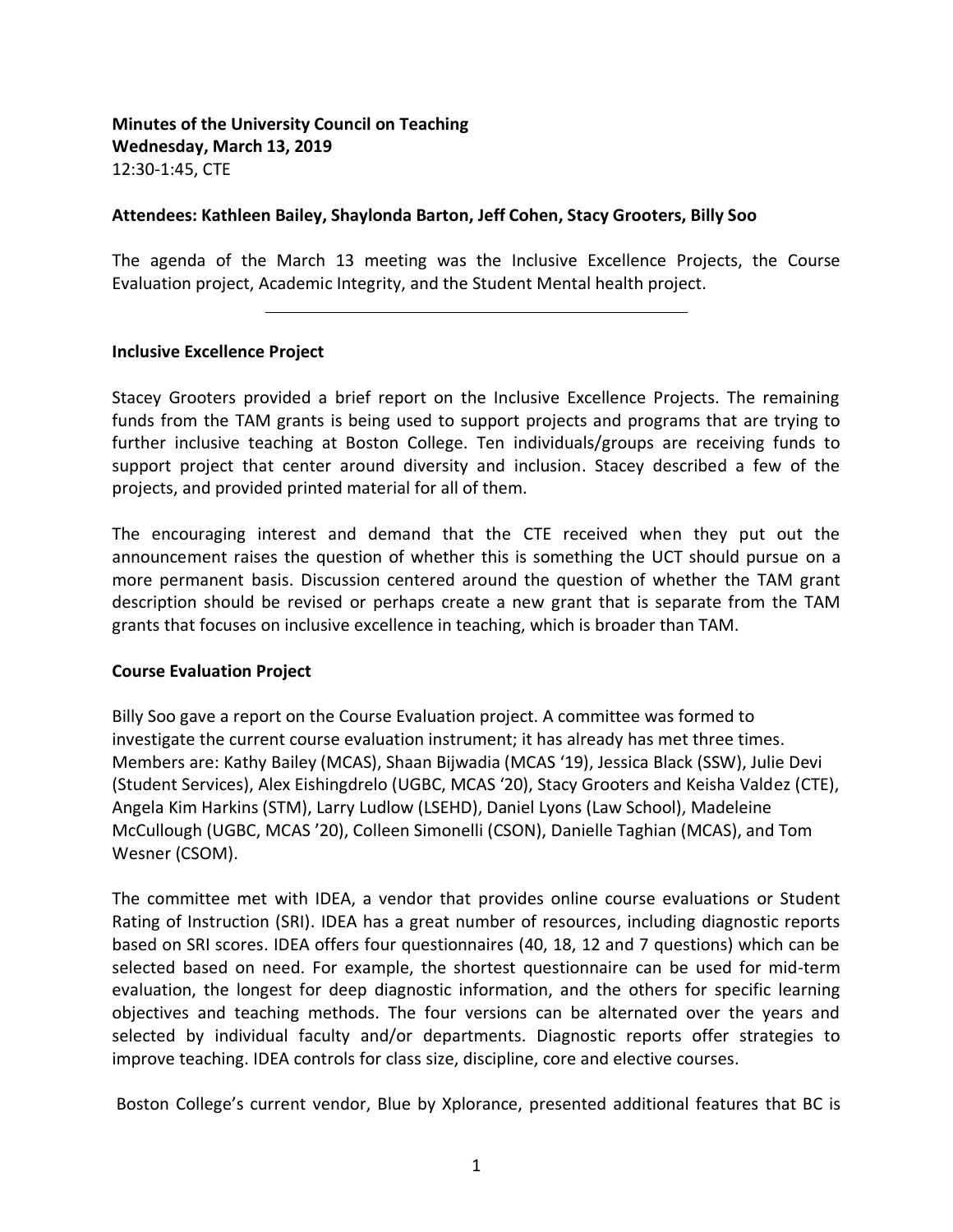**Minutes of the University Council on Teaching**
**Wednesday, March 13, 2019**
12:30-1:45, CTE

**Attendees: Kathleen Bailey, Shaylonda Barton, Jeff Cohen, Stacy Grooters, Billy Soo**

The agenda of the March 13 meeting was the Inclusive Excellence Projects, the Course Evaluation project, Academic Integrity, and the Student Mental health project.

---

**Inclusive Excellence Project**

Stacey Grooters provided a brief report on the Inclusive Excellence Projects. The remaining funds from the TAM grants is being used to support projects and programs that are trying to further inclusive teaching at Boston College. Ten individuals/groups are receiving funds to support project that center around diversity and inclusion. Stacey described a few of the projects, and provided printed material for all of them.

The encouraging interest and demand that the CTE received when they put out the announcement raises the question of whether this is something the UCT should pursue on a more permanent basis. Discussion centered around the question of whether the TAM grant description should be revised or perhaps create a new grant that is separate from the TAM grants that focuses on inclusive excellence in teaching, which is broader than TAM.

**Course Evaluation Project**

Billy Soo gave a report on the Course Evaluation project. A committee was formed to investigate the current course evaluation instrument; it has already has met three times. Members are: Kathy Bailey (MCAS), Shaan Bijwadia (MCAS '19), Jessica Black (SSW), Julie Devi (Student Services), Alex Eishingdrelo (UGBC, MCAS '20), Stacy Grooters and Keisha Valdez (CTE), Angela Kim Harkins (STM), Larry Ludlow (LSEHD), Daniel Lyons (Law School), Madeleine McCullough (UGBC, MCAS '20), Colleen Simonelli (CSON), Danielle Taghian (MCAS), and Tom Wesner (CSOM).

The committee met with IDEA, a vendor that provides online course evaluations or Student Rating of Instruction (SRI). IDEA has a great number of resources, including diagnostic reports based on SRI scores. IDEA offers four questionnaires (40, 18, 12 and 7 questions) which can be selected based on need. For example, the shortest questionnaire can be used for mid-term evaluation, the longest for deep diagnostic information, and the others for specific learning objectives and teaching methods. The four versions can be alternated over the years and selected by individual faculty and/or departments. Diagnostic reports offer strategies to improve teaching. IDEA controls for class size, discipline, core and elective courses.

Boston College's current vendor, Blue by Xplorance, presented additional features that BC is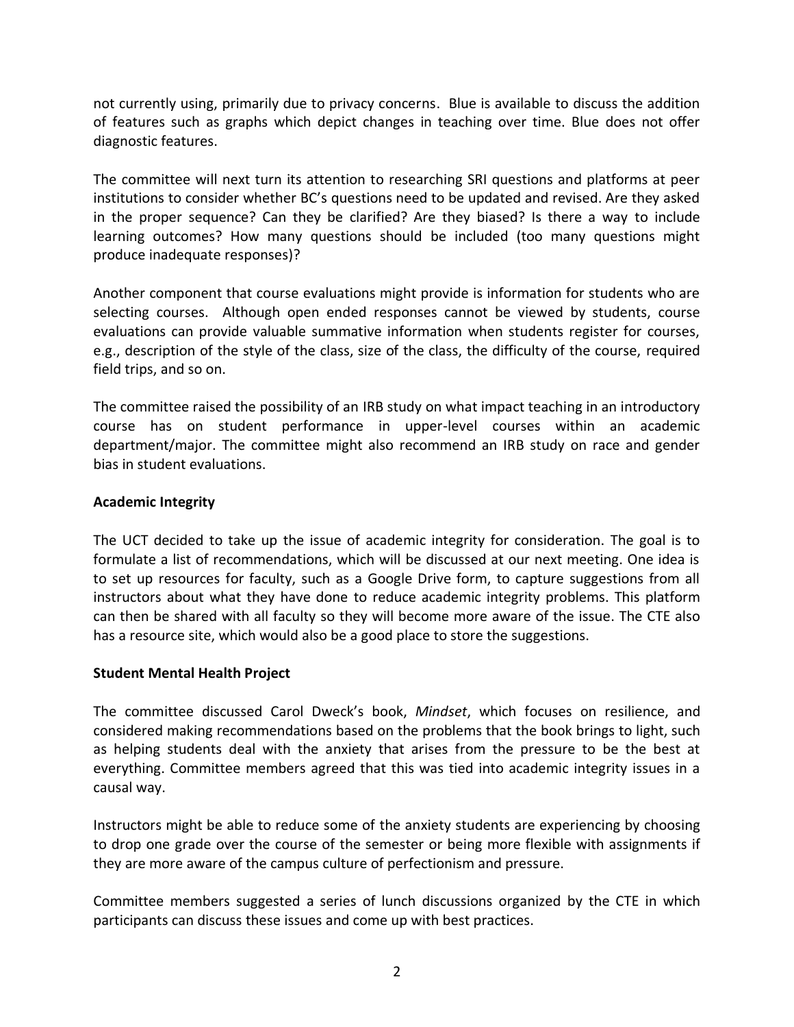not currently using, primarily due to privacy concerns. Blue is available to discuss the addition of features such as graphs which depict changes in teaching over time. Blue does not offer diagnostic features.

The committee will next turn its attention to researching SRI questions and platforms at peer institutions to consider whether BC's questions need to be updated and revised. Are they asked in the proper sequence? Can they be clarified? Are they biased? Is there a way to include learning outcomes? How many questions should be included (too many questions might produce inadequate responses)?

Another component that course evaluations might provide is information for students who are selecting courses. Although open ended responses cannot be viewed by students, course evaluations can provide valuable summative information when students register for courses, e.g., description of the style of the class, size of the class, the difficulty of the course, required field trips, and so on.

The committee raised the possibility of an IRB study on what impact teaching in an introductory course has on student performance in upper-level courses within an academic department/major. The committee might also recommend an IRB study on race and gender bias in student evaluations.

**Academic Integrity**

The UCT decided to take up the issue of academic integrity for consideration. The goal is to formulate a list of recommendations, which will be discussed at our next meeting. One idea is to set up resources for faculty, such as a Google Drive form, to capture suggestions from all instructors about what they have done to reduce academic integrity problems. This platform can then be shared with all faculty so they will become more aware of the issue. The CTE also has a resource site, which would also be a good place to store the suggestions.

**Student Mental Health Project**

The committee discussed Carol Dweck's book, *Mindset*, which focuses on resilience, and considered making recommendations based on the problems that the book brings to light, such as helping students deal with the anxiety that arises from the pressure to be the best at everything. Committee members agreed that this was tied into academic integrity issues in a causal way.

Instructors might be able to reduce some of the anxiety students are experiencing by choosing to drop one grade over the course of the semester or being more flexible with assignments if they are more aware of the campus culture of perfectionism and pressure.

Committee members suggested a series of lunch discussions organized by the CTE in which participants can discuss these issues and come up with best practices.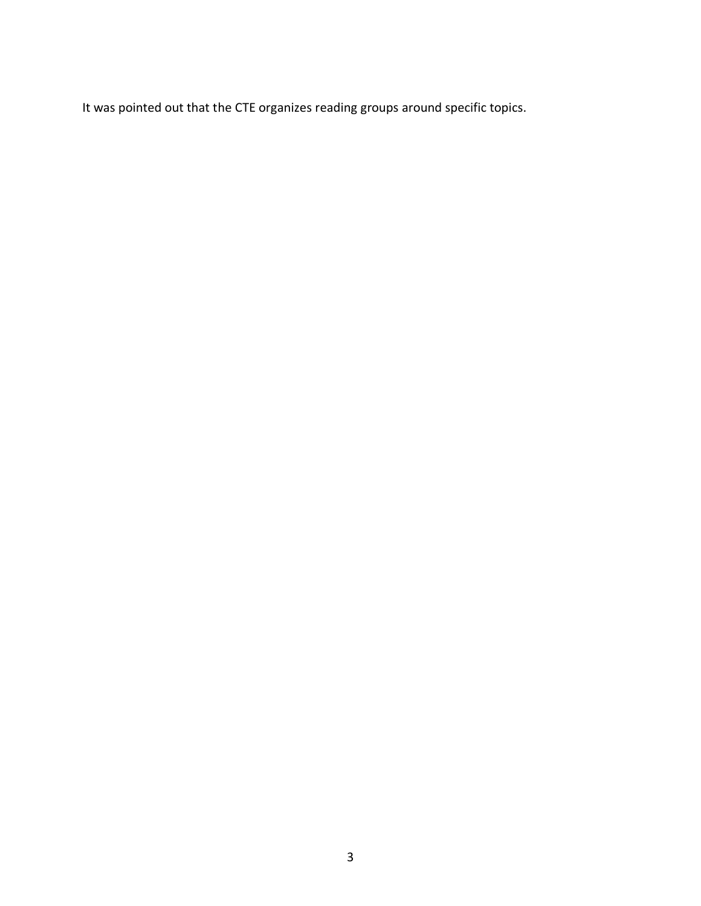It was pointed out that the CTE organizes reading groups around specific topics.